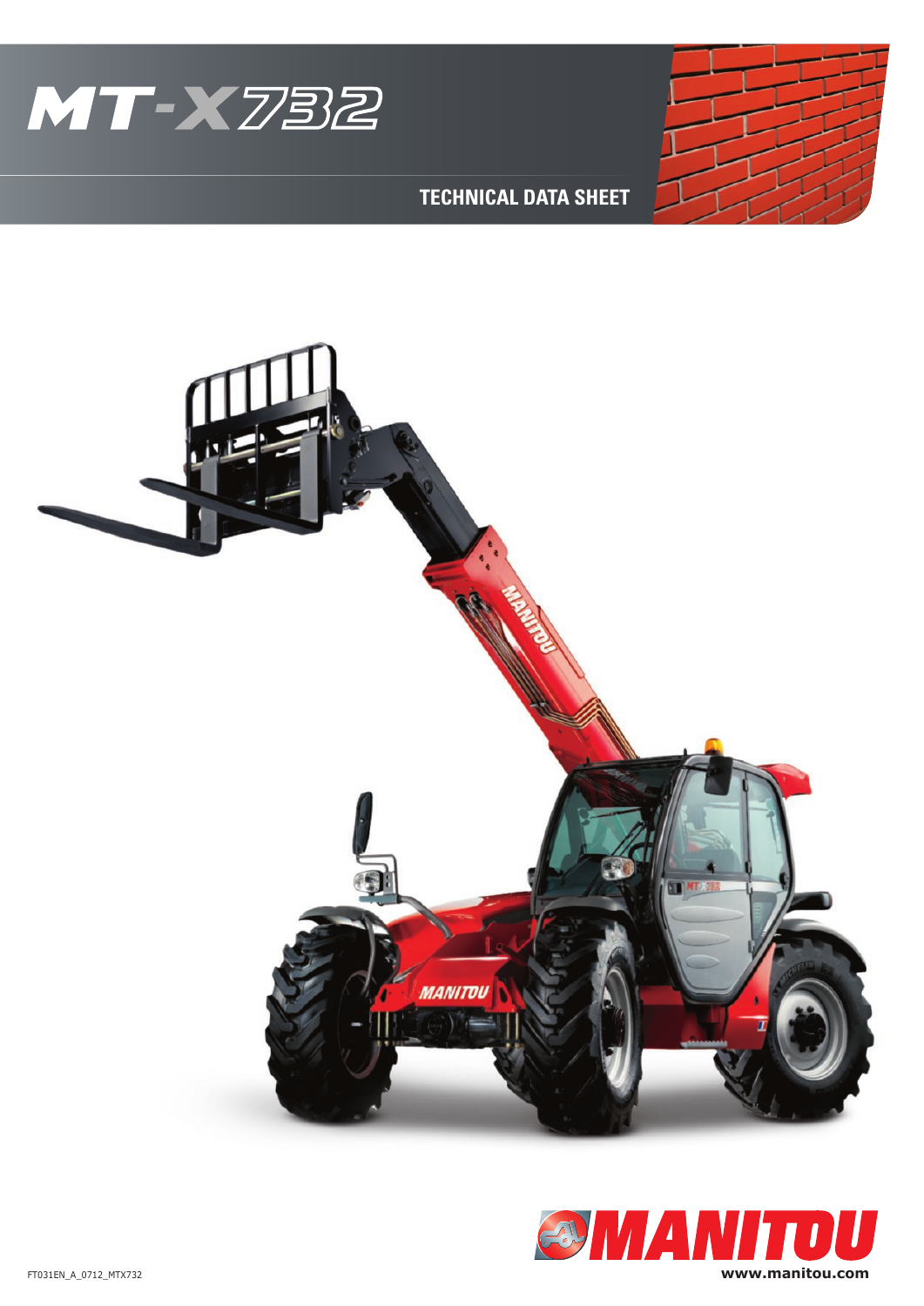# MT-X732

## TECHNICAL DATA SHEET

MANITOU

www.manitou.com

FT031EN_A_0712_MTX732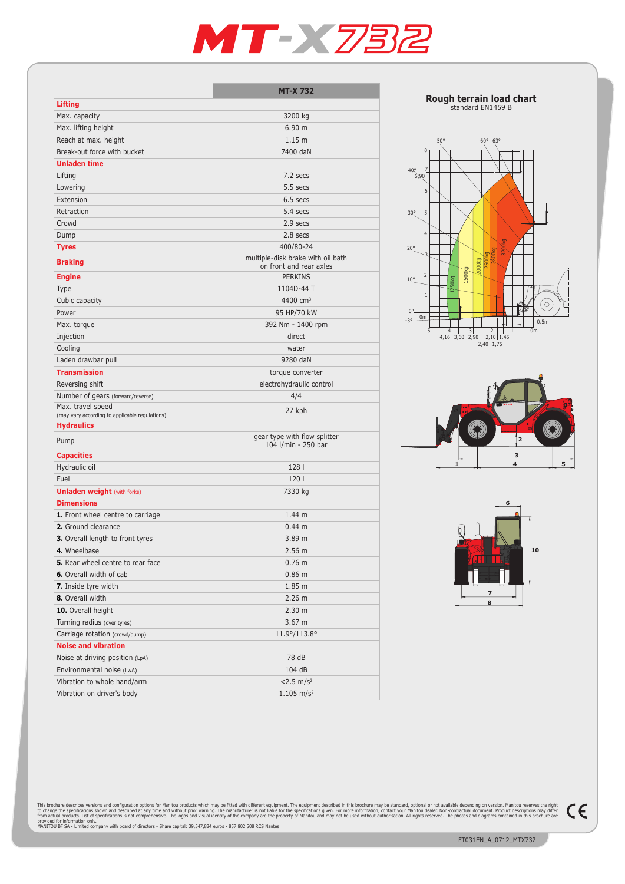# MT-X 732

| | MT-X 732 |
|---|---|
| **Lifting** | |
| Max. capacity | 3200 kg |
| Max. lifting height | 6.90 m |
| Reach at max. height | 1.15 m |
| Break-out force with bucket | 7400 daN |
| **Unladen time** | |
| Lifting | 7.2 secs |
| Lowering | 5.5 secs |
| Extension | 6.5 secs |
| Retraction | 5.4 secs |
| Crowd | 2.9 secs |
| Dump | 2.8 secs |
| **Tyres** | 400/80-24 |
| **Braking** | multiple-disk brake with oil bath on front and rear axles |
| **Engine** | PERKINS |
| Type | 1104D-44 T |
| Cubic capacity | 4400 cm³ |
| Power | 95 HP/70 kW |
| Max. torque | 392 Nm - 1400 rpm |
| Injection | direct |
| Cooling | water |
| Laden drawbar pull | 9280 daN |
| **Transmission** | torque converter |
| Reversing shift | electrohydraulic control |
| Number of gears (forward/reverse) | 4/4 |
| Max. travel speed (may vary according to applicable regulations) | 27 kph |
| **Hydraulics** | |
| Pump | gear type with flow splitter 104 l/min - 250 bar |
| **Capacities** | |
| Hydraulic oil | 128 l |
| Fuel | 120 l |
| **Unladen weight** (with forks) | 7330 kg |
| **Dimensions** | |
| **1.** Front wheel centre to carriage | 1.44 m |
| **2.** Ground clearance | 0.44 m |
| **3.** Overall length to front tyres | 3.89 m |
| **4.** Wheelbase | 2.56 m |
| **5.** Rear wheel centre to rear face | 0.76 m |
| **6.** Overall width of cab | 0.86 m |
| **7.** Inside tyre width | 1.85 m |
| **8.** Overall width | 2.26 m |
| **10.** Overall height | 2.30 m |
| Turning radius (over tyres) | 3.67 m |
| Carriage rotation (crowd/dump) | 11.9°/113.8° |
| **Noise and vibration** | |
| Noise at driving position (LpA) | 78 dB |
| Environmental noise (LwA) | 104 dB |
| Vibration to whole hand/arm | <2.5 m/s² |
| Vibration on driver's body | 1.105 m/s² |

## Rough terrain load chart

standard EN1459 B

50° 60° 63°
40° 30° 20° 10° 0° -3°
8 7 6,90 6 5 4 3 2 1 0m
1250kg 1500kg 2000kg 2500kg 2800kg 3200kg
5 4 3 2 1 0m 0.5m
4,16 3,60 2,90 2,40 2,10 1,75 1,45

1 2 3 4 5
6 7 8 10

This brochure describes versions and configuration options for Manitou products which may be fitted with different equipment. The equipment described in this brochure may be standard, optional or not available depending on version. Manitou reserves the right to change the specifications shown and described at any time and without prior warning. The manufacturer is not liable for the specifications given. For more information, contact your Manitou dealer. Non-contractual document. Product descriptions may differ from actual products. List of specifications is not comprehensive. The logos and visual identity of the company are the property of Manitou and may not be used without authorisation. All rights reserved. The photos and diagrams contained in this brochure are provided for information only.
MANITOU BF SA - Limited company with board of directors - Share capital: 39,547,824 euros - 857 802 508 RCS Nantes

CE

FT031EN_A_0712_MTX732